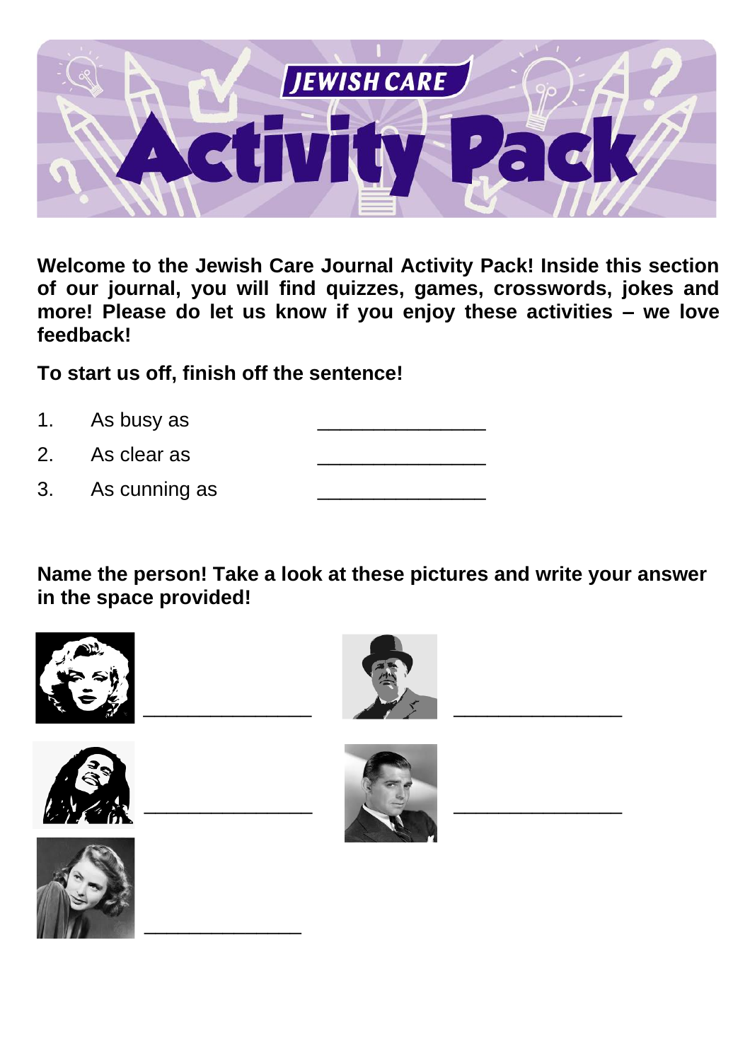# JEWISH CARE Activity Pack

**Welcome to the Jewish Care Journal Activity Pack! Inside this section of our journal, you will find quizzes, games, crosswords, jokes and more! Please do let us know if you enjoy these activities – we love feedback!**

**To start us off, finish off the sentence!**

1. As busy as ________________
2. As clear as ________________
3. As cunning as ________________

**Name the person! Take a look at these pictures and write your answer in the space provided!**

________________

________________

________________

________________

________________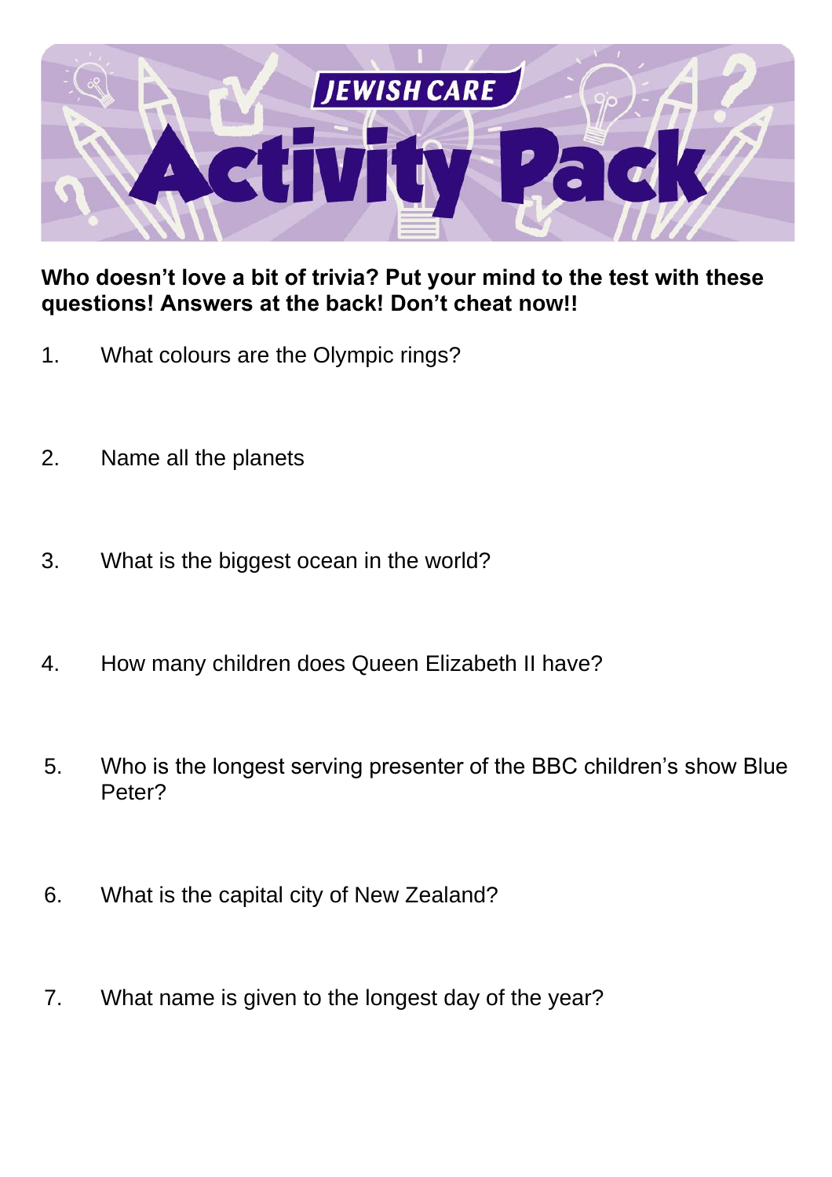# JEWISH CARE Activity Pack

**Who doesn't love a bit of trivia? Put your mind to the test with these questions! Answers at the back! Don't cheat now!!**

1. What colours are the Olympic rings?

2. Name all the planets

3. What is the biggest ocean in the world?

4. How many children does Queen Elizabeth II have?

5. Who is the longest serving presenter of the BBC children's show Blue Peter?

6. What is the capital city of New Zealand?

7. What name is given to the longest day of the year?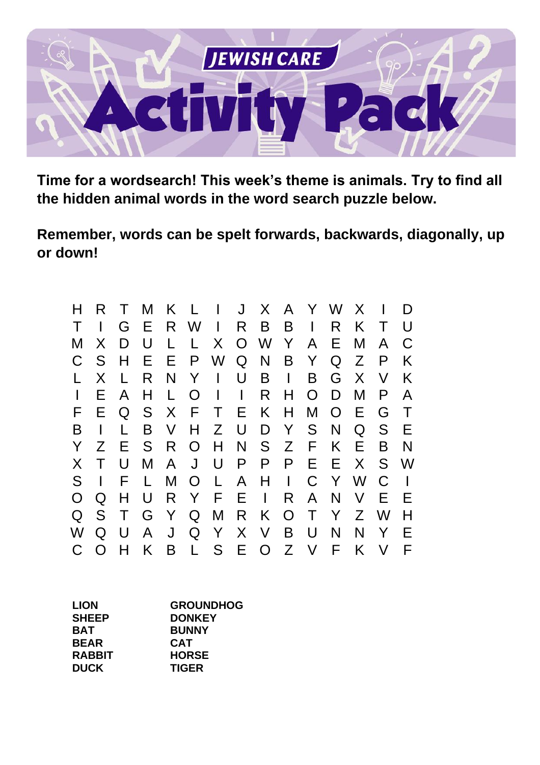# JEWISH CARE Activity Pack

**Time for a wordsearch! This week's theme is animals. Try to find all the hidden animal words in the word search puzzle below.**

**Remember, words can be spelt forwards, backwards, diagonally, up or down!**

```
H R T M K L I J X A Y W X I D
T I G E R W I R B B I R K T U
M X D U L L X O W Y A E M A C
C S H E E P W Q N B Y Q Z P K
L X L R N Y I U B I B G X V K
I E A H L O I I R H O D M P A
F E Q S X F T E K H M O E G T
B I L B V H Z U D Y S N Q S E
Y Z E S R O H N S Z F K E B N
X T U M A J U P P P E E X S W
S I F L M O L A H I C Y W C I
O Q H U R Y F E I R A N V E E
Q S T G Y Q M R K O T Y Z W H
W Q U A J Q Y X V B U N N Y E
C O H K B L S E O Z V F K V F
```

| | |
|---|---|
| **LION** | **GROUNDHOG** |
| **SHEEP** | **DONKEY** |
| **BAT** | **BUNNY** |
| **BEAR** | **CAT** |
| **RABBIT** | **HORSE** |
| **DUCK** | **TIGER** |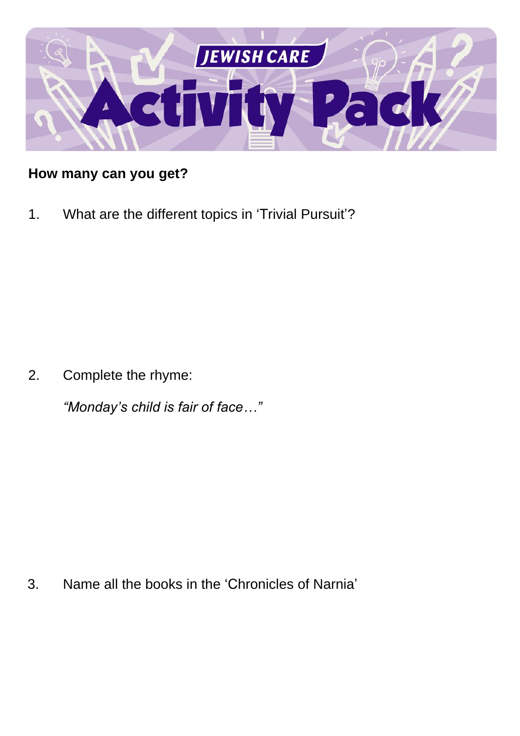**How many can you get?**

1. What are the different topics in 'Trivial Pursuit'?

2. Complete the rhyme:

   *"Monday's child is fair of face…"*

3. Name all the books in the 'Chronicles of Narnia'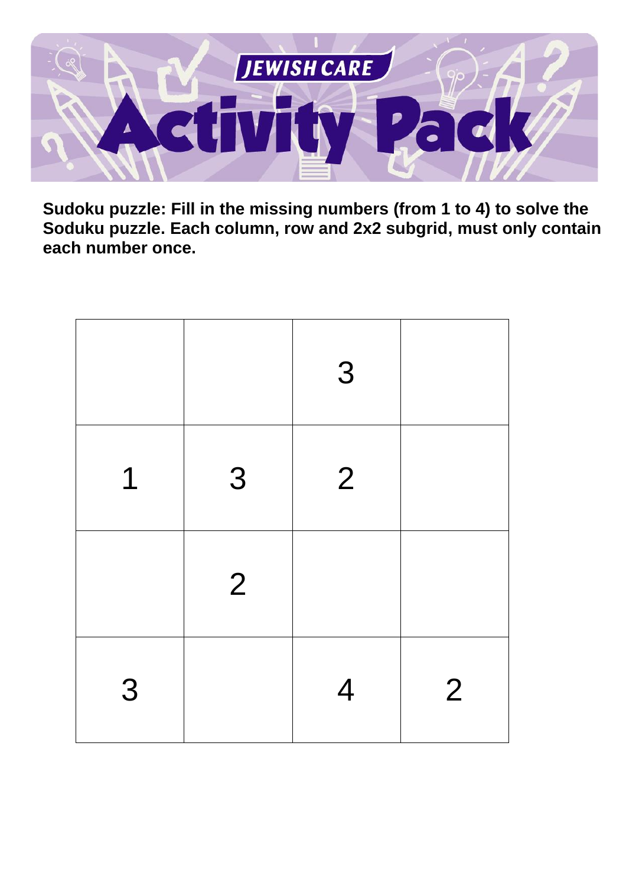# JEWISH CARE Activity Pack

**Sudoku puzzle: Fill in the missing numbers (from 1 to 4) to solve the Soduku puzzle. Each column, row and 2x2 subgrid, must only contain each number once.**

| | | | |
|---|---|---|---|
| | | 3 | |
| 1 | 3 | 2 | |
| | 2 | | |
| 3 | | 4 | 2 |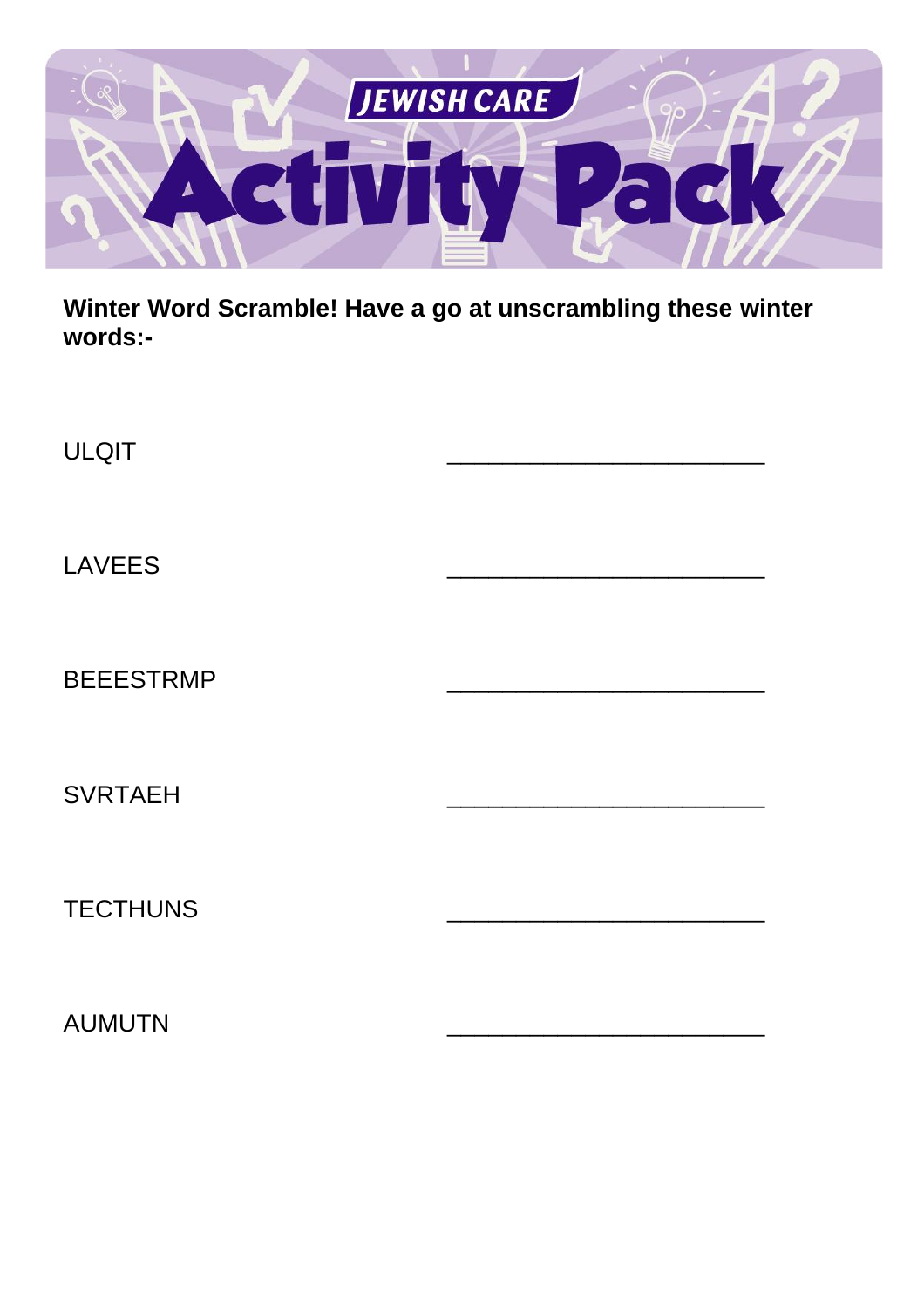# JEWISH CARE Activity Pack

**Winter Word Scramble! Have a go at unscrambling these winter words:-**

ULQIT ________________________

LAVEES ________________________

BEEESTRMP ________________________

SVRTAEH ________________________

TECTHUNS ________________________

AUMUTN ________________________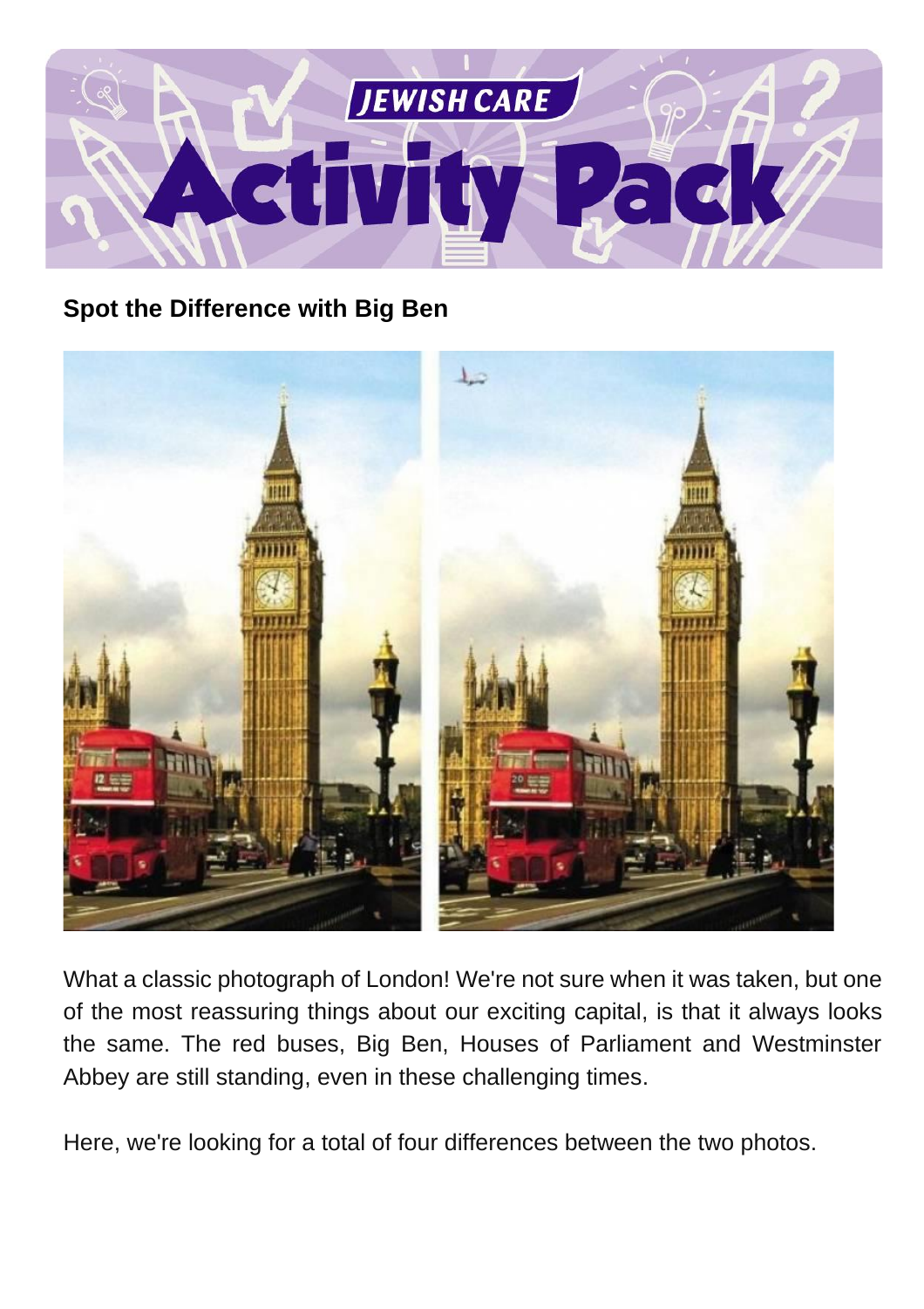## Spot the Difference with Big Ben

What a classic photograph of London! We're not sure when it was taken, but one of the most reassuring things about our exciting capital, is that it always looks the same. The red buses, Big Ben, Houses of Parliament and Westminster Abbey are still standing, even in these challenging times.

Here, we're looking for a total of four differences between the two photos.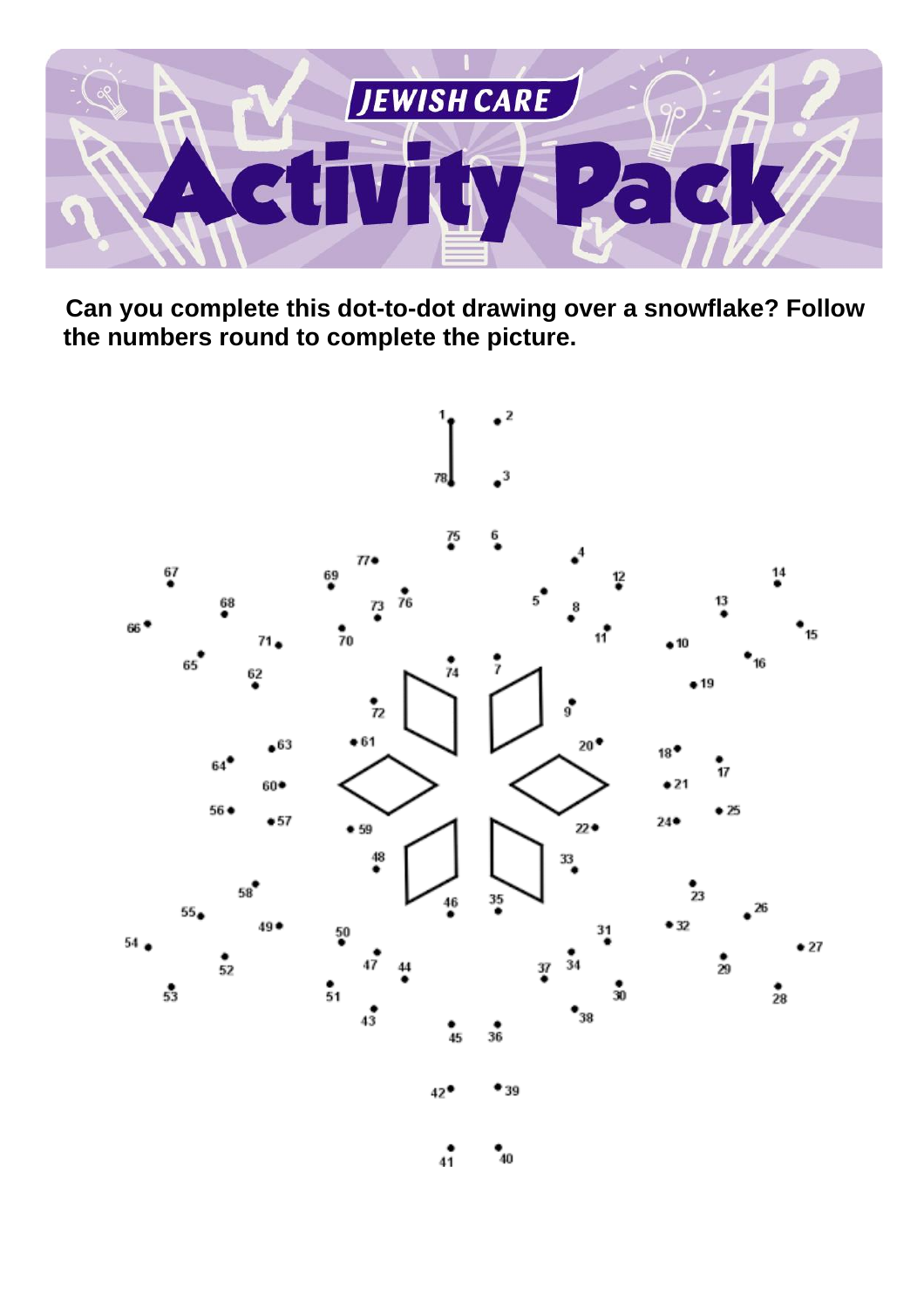# Activity Pack

**Can you complete this dot-to-dot drawing over a snowflake? Follow the numbers round to complete the picture.**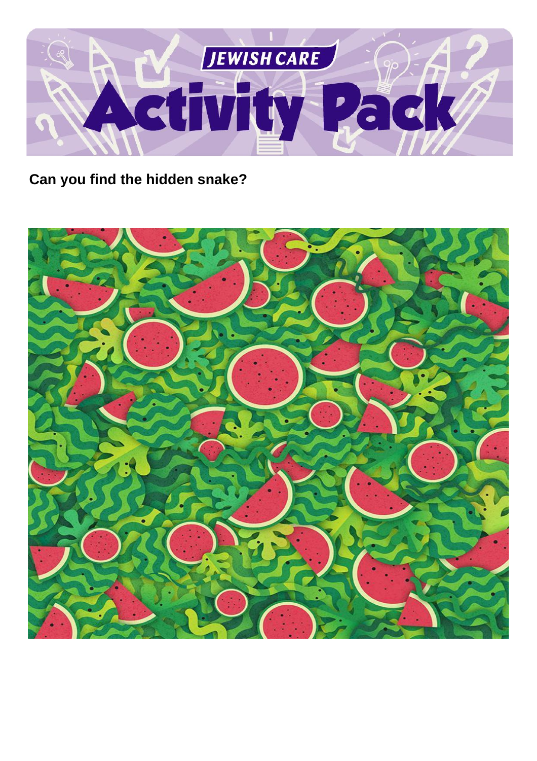**Can you find the hidden snake?**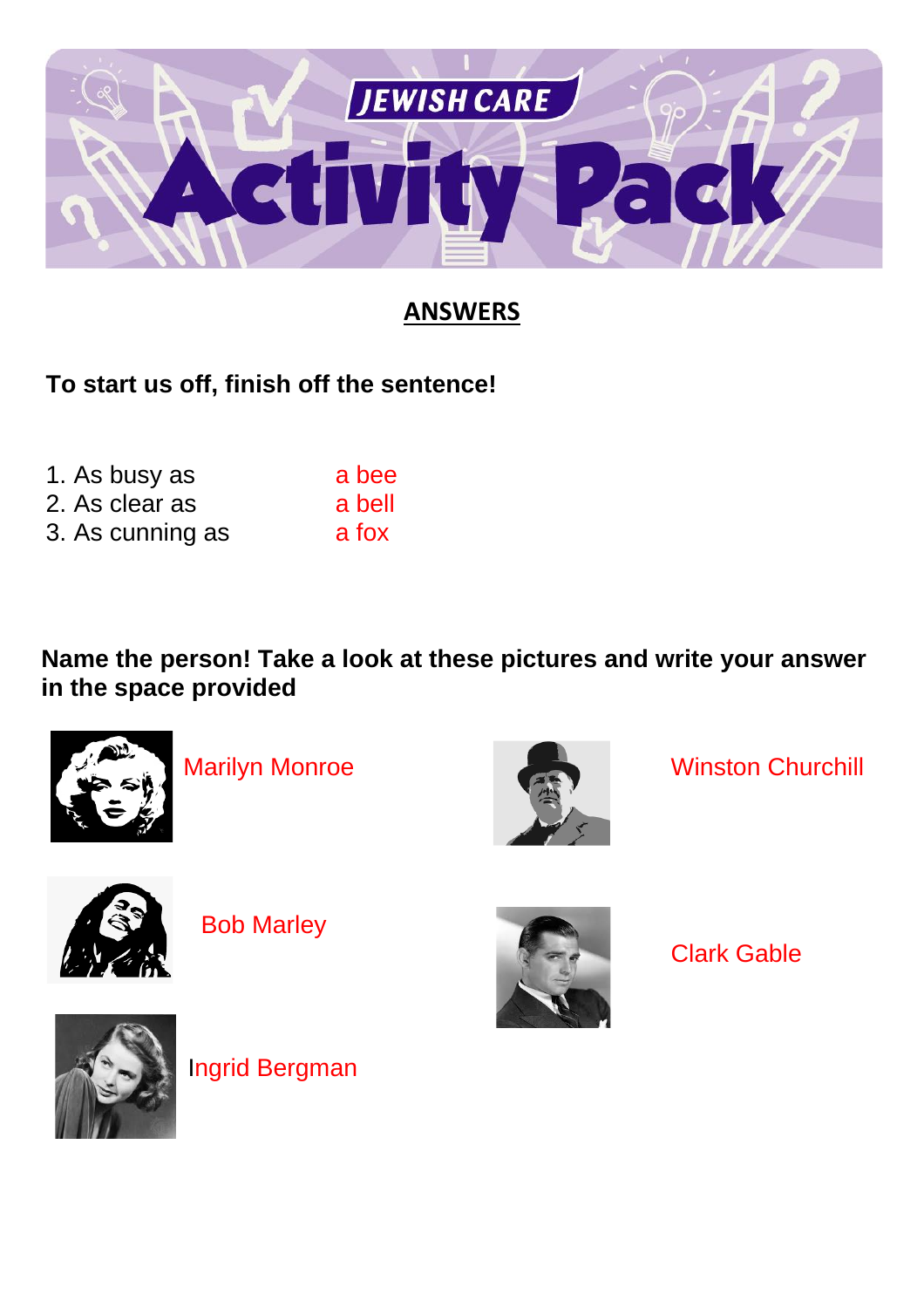# JEWISH CARE Activity Pack

## ANSWERS

**To start us off, finish off the sentence!**

1. As busy as a bee
2. As clear as a bell
3. As cunning as a fox

**Name the person! Take a look at these pictures and write your answer in the space provided**

Marilyn Monroe

Winston Churchill

Bob Marley

Clark Gable

Ingrid Bergman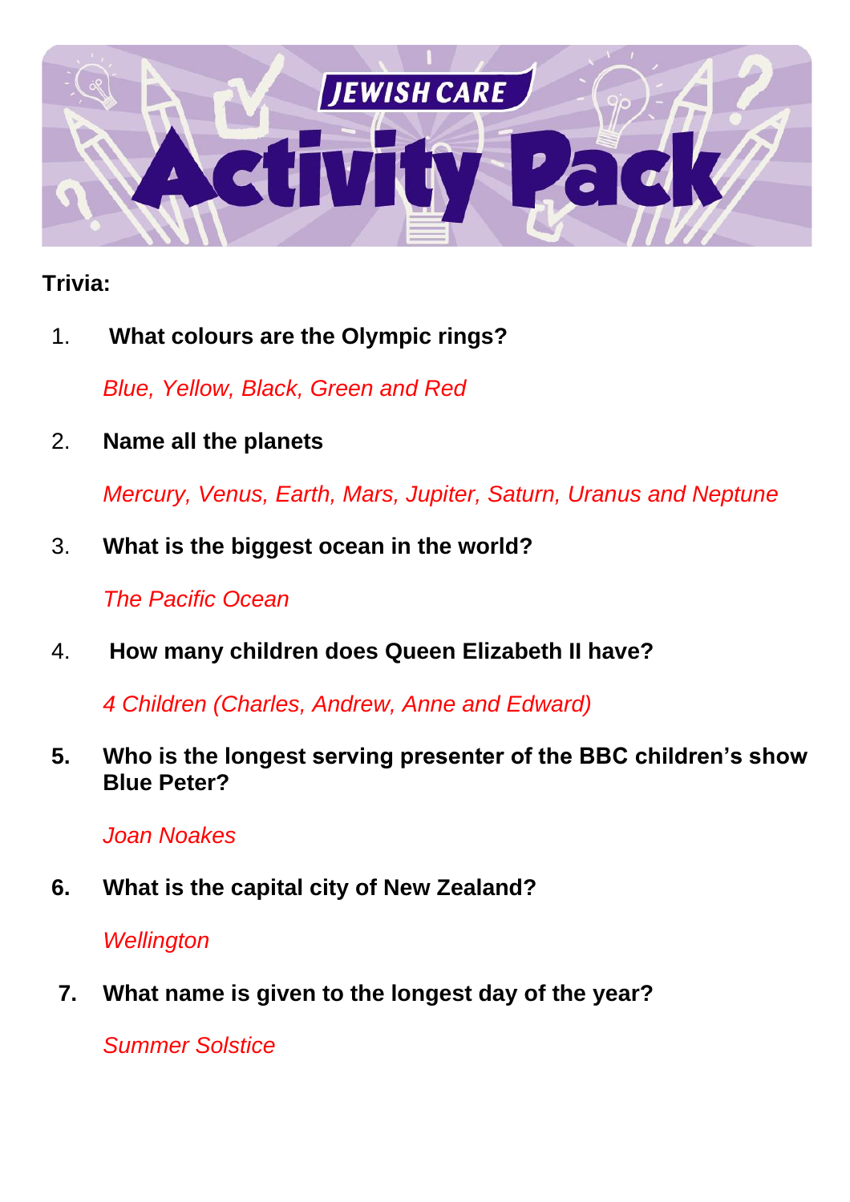# JEWISH CARE Activity Pack

**Trivia:**

1. **What colours are the Olympic rings?**

   *Blue, Yellow, Black, Green and Red*

2. **Name all the planets**

   *Mercury, Venus, Earth, Mars, Jupiter, Saturn, Uranus and Neptune*

3. **What is the biggest ocean in the world?**

   *The Pacific Ocean*

4. **How many children does Queen Elizabeth II have?**

   *4 Children (Charles, Andrew, Anne and Edward)*

5. **Who is the longest serving presenter of the BBC children's show Blue Peter?**

   *Joan Noakes*

6. **What is the capital city of New Zealand?**

   *Wellington*

7. **What name is given to the longest day of the year?**

   *Summer Solstice*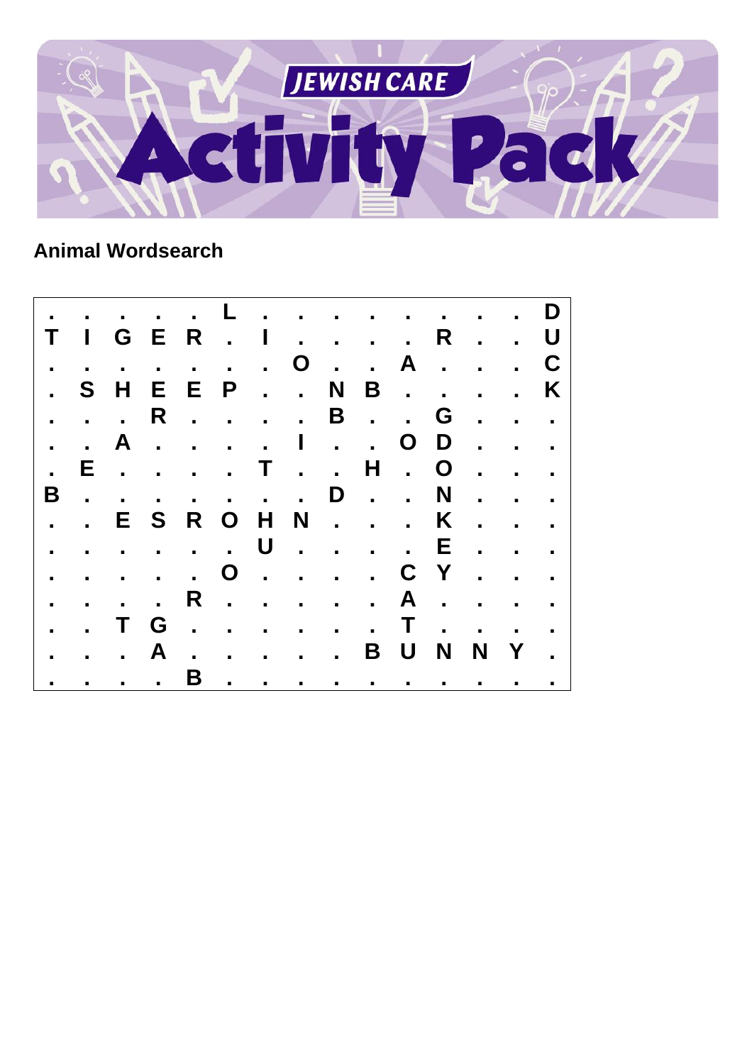## Animal Wordsearch

```
.  .  .  .  .  L  .  .  .  .  .  .  .  .  D
T  I  G  E  R  .  I  .  .  .  .  R  .  .  U
.  .  .  .  .  .  .  O  .  .  A  .  .  .  C
.  S  H  E  E  P  .  .  N  B  .  .  .  .  K
.  .  .  R  .  .  .  .  B  .  .  G  .  .  .
.  .  A  .  .  .  .  I  .  .  O  D  .  .  .
.  E  .  .  .  .  T  .  .  H  .  O  .  .  .
B  .  .  .  .  .  .  .  D  .  .  N  .  .  .
.  .  E  S  R  O  H  N  .  .  .  K  .  .  .
.  .  .  .  .  .  U  .  .  .  .  E  .  .  .
.  .  .  .  .  O  .  .  .  .  C  Y  .  .  .
.  .  .  .  R  .  .  .  .  .  A  .  .  .  .
.  .  T  G  .  .  .  .  .  .  T  .  .  .  .
.  .  .  A  .  .  .  .  .  B  U  N  N  Y  .
.  .  .  .  B  .  .  .  .  .  .  .  .  .  .
```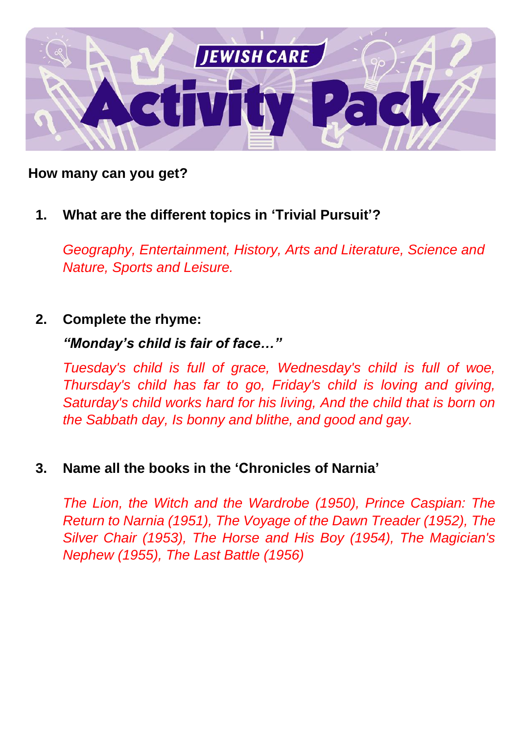**How many can you get?**

1. **What are the different topics in 'Trivial Pursuit'?**

   *Geography, Entertainment, History, Arts and Literature, Science and Nature, Sports and Leisure.*

2. **Complete the rhyme:**

   ***"Monday's child is fair of face…"***

   *Tuesday's child is full of grace, Wednesday's child is full of woe, Thursday's child has far to go, Friday's child is loving and giving, Saturday's child works hard for his living, And the child that is born on the Sabbath day, Is bonny and blithe, and good and gay.*

3. **Name all the books in the 'Chronicles of Narnia'**

   *The Lion, the Witch and the Wardrobe (1950), Prince Caspian: The Return to Narnia (1951), The Voyage of the Dawn Treader (1952), The Silver Chair (1953), The Horse and His Boy (1954), The Magician's Nephew (1955), The Last Battle (1956)*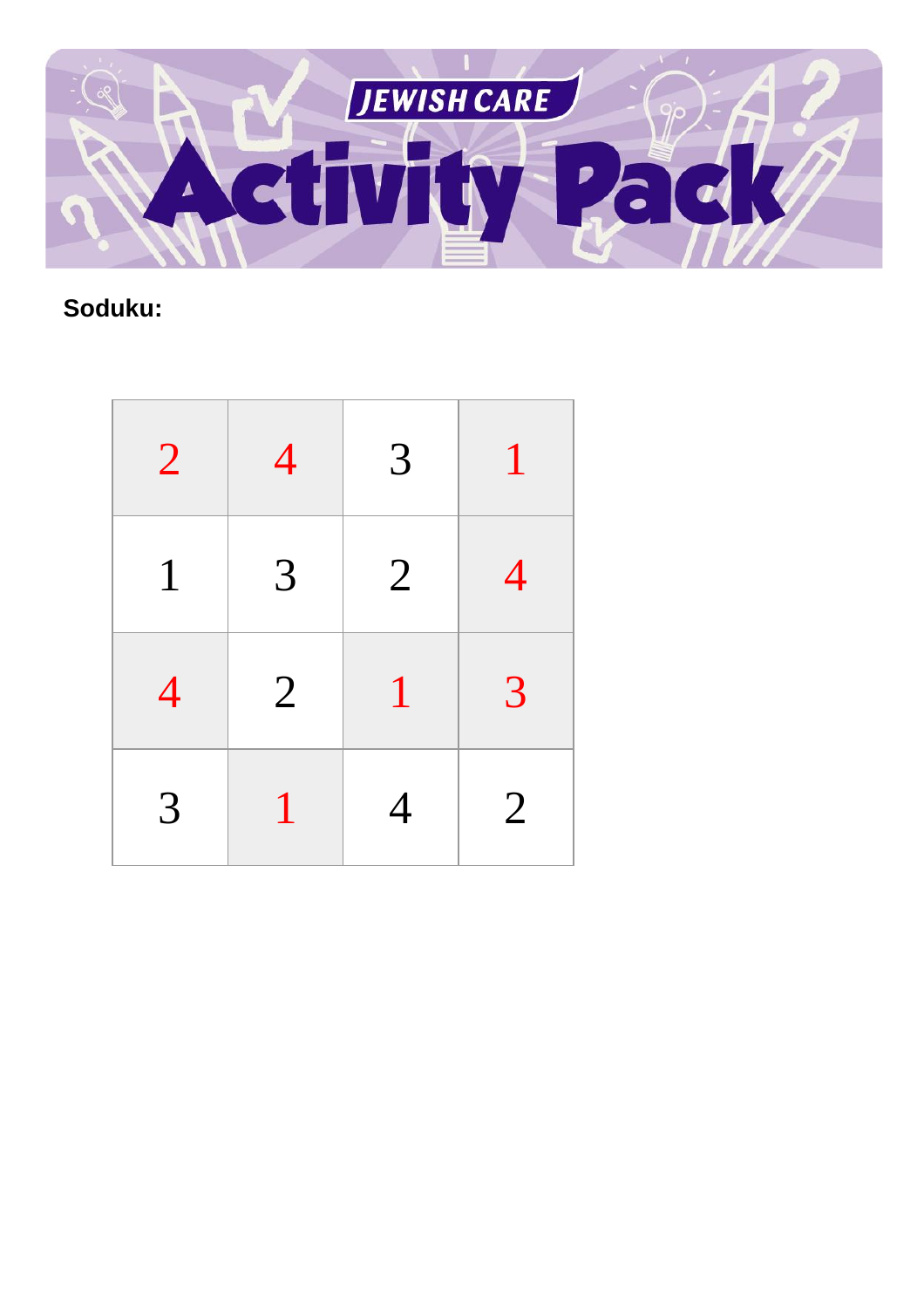**Soduku:**

| | | | |
|---|---|---|---|
| 2 | 4 | 3 | 1 |
| 1 | 3 | 2 | 4 |
| 4 | 2 | 1 | 3 |
| 3 | 1 | 4 | 2 |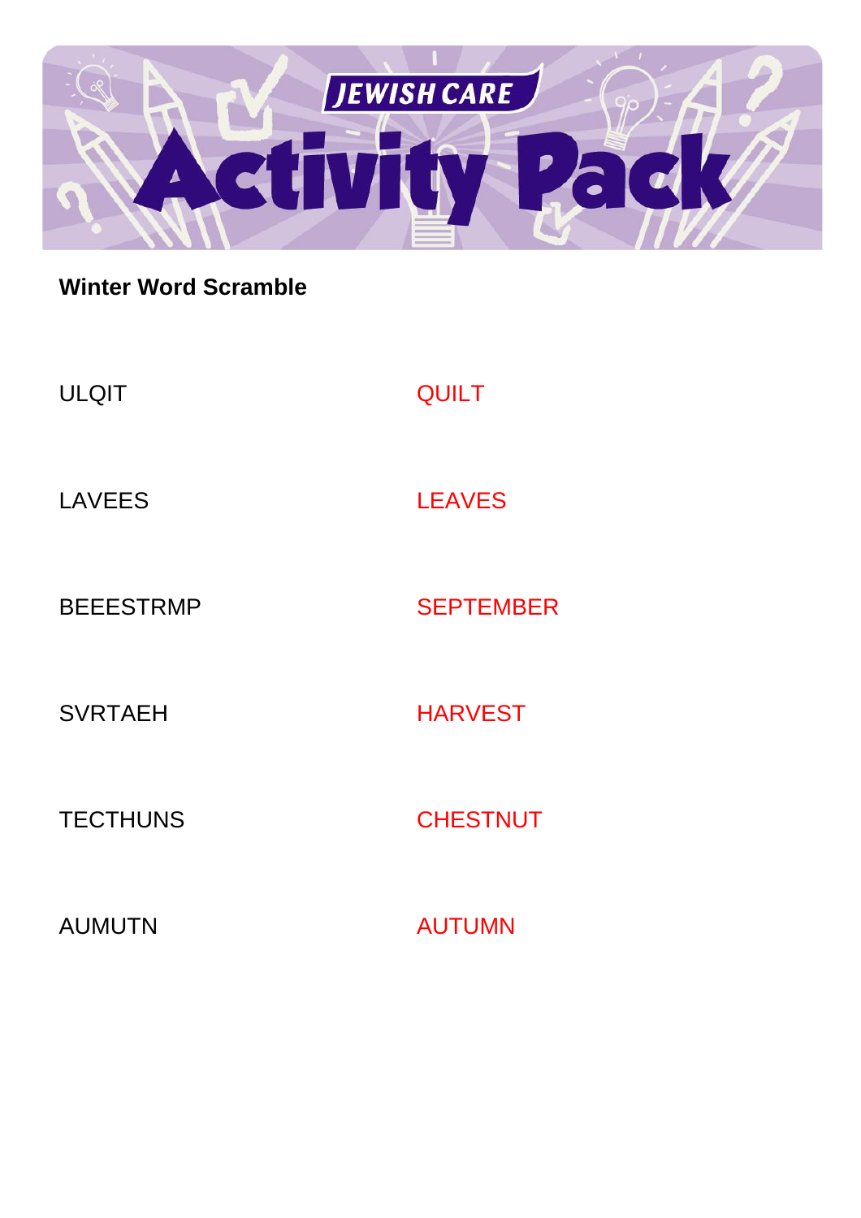JEWISH CARE

# Activity Pack

**Winter Word Scramble**

| | |
|---|---|
| ULQIT | QUILT |
| LAVEES | LEAVES |
| BEEESTRMP | SEPTEMBER |
| SVRTAEH | HARVEST |
| TECTHUNS | CHESTNUT |
| AUMUTN | AUTUMN |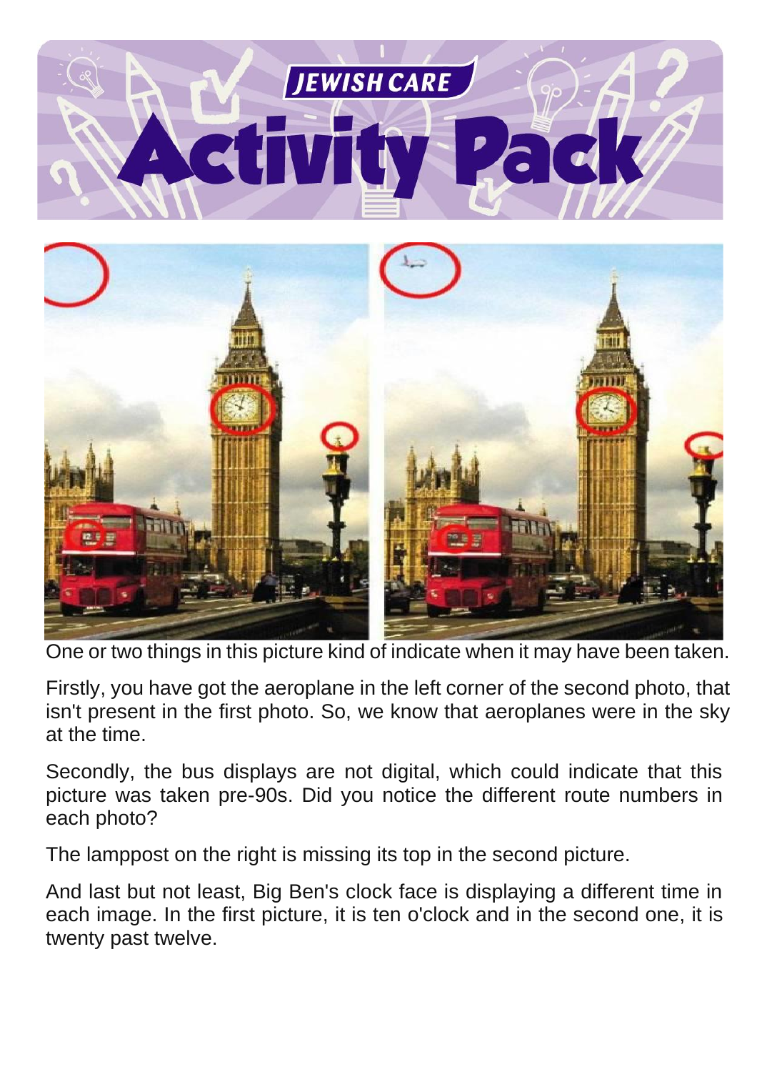One or two things in this picture kind of indicate when it may have been taken.

Firstly, you have got the aeroplane in the left corner of the second photo, that isn't present in the first photo. So, we know that aeroplanes were in the sky at the time.

Secondly, the bus displays are not digital, which could indicate that this picture was taken pre-90s. Did you notice the different route numbers in each photo?

The lamppost on the right is missing its top in the second picture.

And last but not least, Big Ben's clock face is displaying a different time in each image. In the first picture, it is ten o'clock and in the second one, it is twenty past twelve.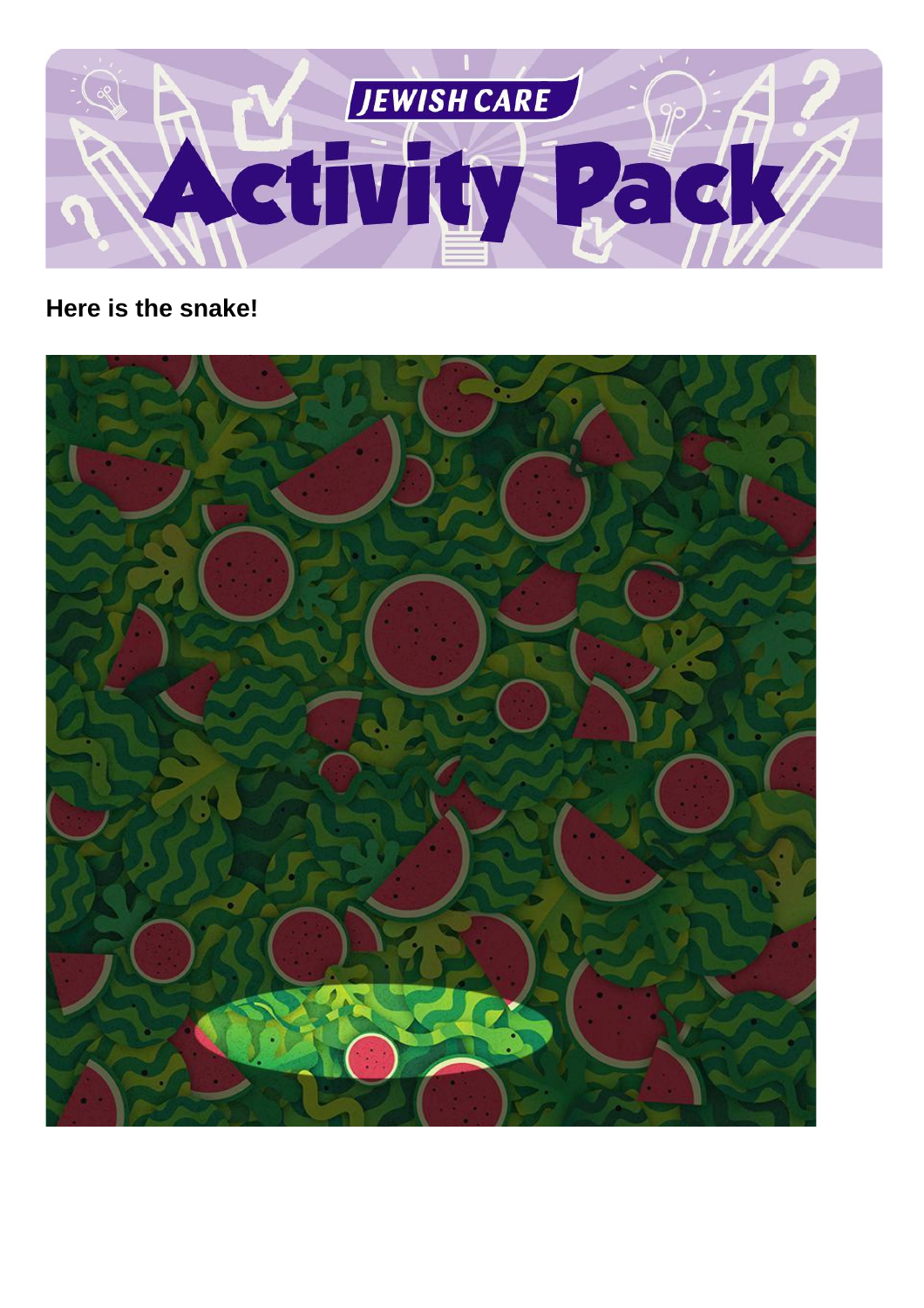**Here is the snake!**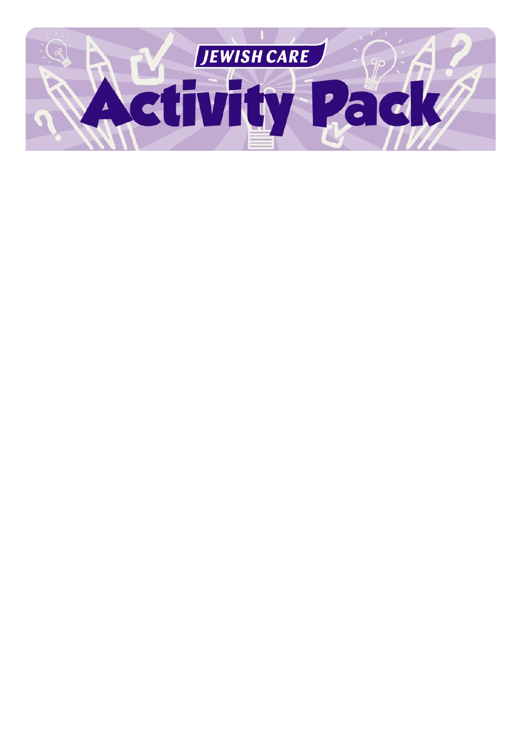JEWISH CARE

# Activity Pack